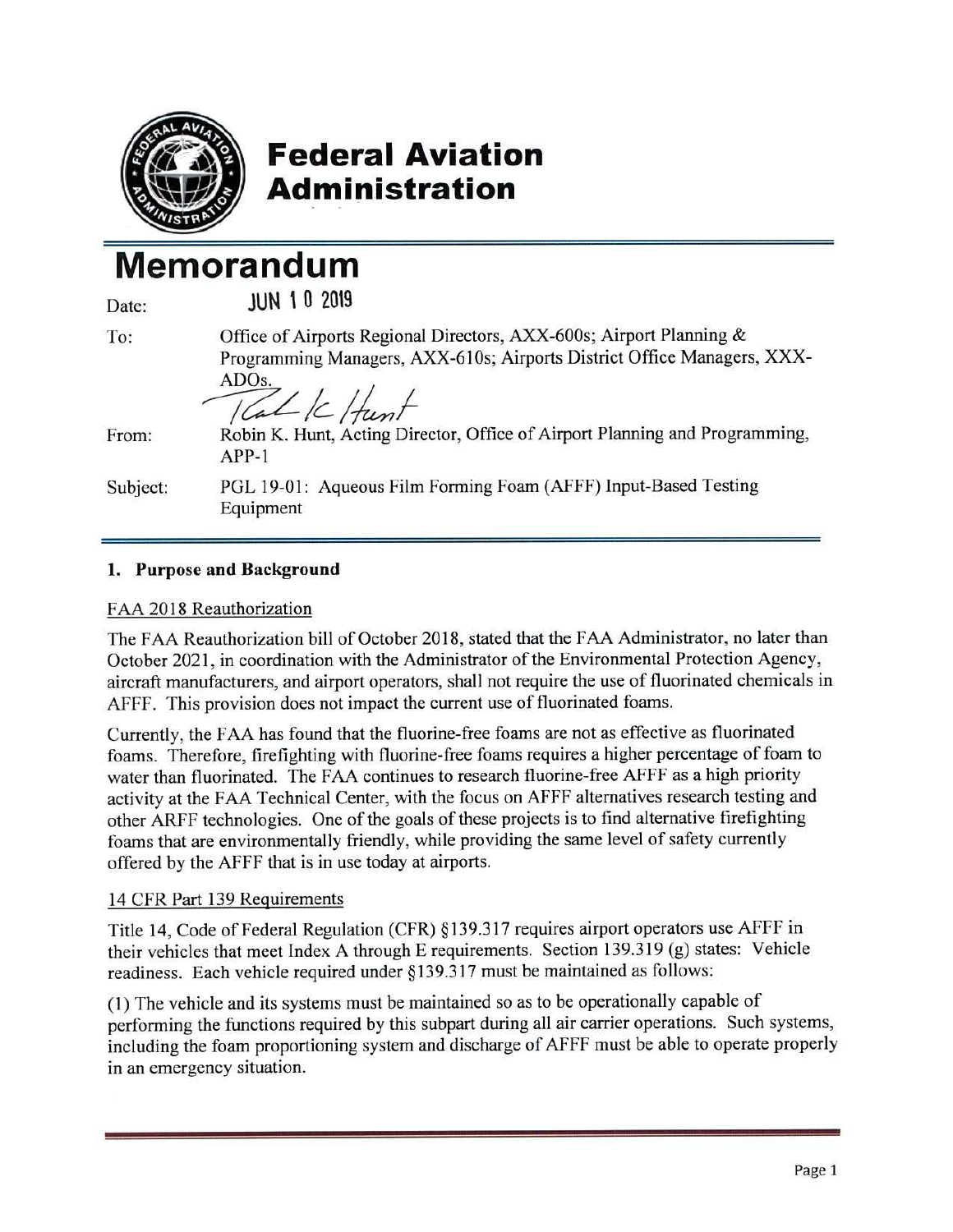**Federal Aviation Administration**

# Memorandum

| | |
|---|---|
| Date: | JUN 10 2019 |
| To: | Office of Airports Regional Directors, AXX-600s; Airport Planning & Programming Managers, AXX-610s; Airports District Office Managers, XXX-ADOs. |
| From: | Robin K. Hunt, Acting Director, Office of Airport Planning and Programming, APP-1 |
| Subject: | PGL 19-01: Aqueous Film Forming Foam (AFFF) Input-Based Testing Equipment |

## 1. Purpose and Background

FAA 2018 Reauthorization

The FAA Reauthorization bill of October 2018, stated that the FAA Administrator, no later than October 2021, in coordination with the Administrator of the Environmental Protection Agency, aircraft manufacturers, and airport operators, shall not require the use of fluorinated chemicals in AFFF. This provision does not impact the current use of fluorinated foams.

Currently, the FAA has found that the fluorine-free foams are not as effective as fluorinated foams. Therefore, firefighting with fluorine-free foams requires a higher percentage of foam to water than fluorinated. The FAA continues to research fluorine-free AFFF as a high priority activity at the FAA Technical Center, with the focus on AFFF alternatives research testing and other ARFF technologies. One of the goals of these projects is to find alternative firefighting foams that are environmentally friendly, while providing the same level of safety currently offered by the AFFF that is in use today at airports.

14 CFR Part 139 Requirements

Title 14, Code of Federal Regulation (CFR) §139.317 requires airport operators use AFFF in their vehicles that meet Index A through E requirements. Section 139.319 (g) states: Vehicle readiness. Each vehicle required under §139.317 must be maintained as follows:

(1) The vehicle and its systems must be maintained so as to be operationally capable of performing the functions required by this subpart during all air carrier operations. Such systems, including the foam proportioning system and discharge of AFFF must be able to operate properly in an emergency situation.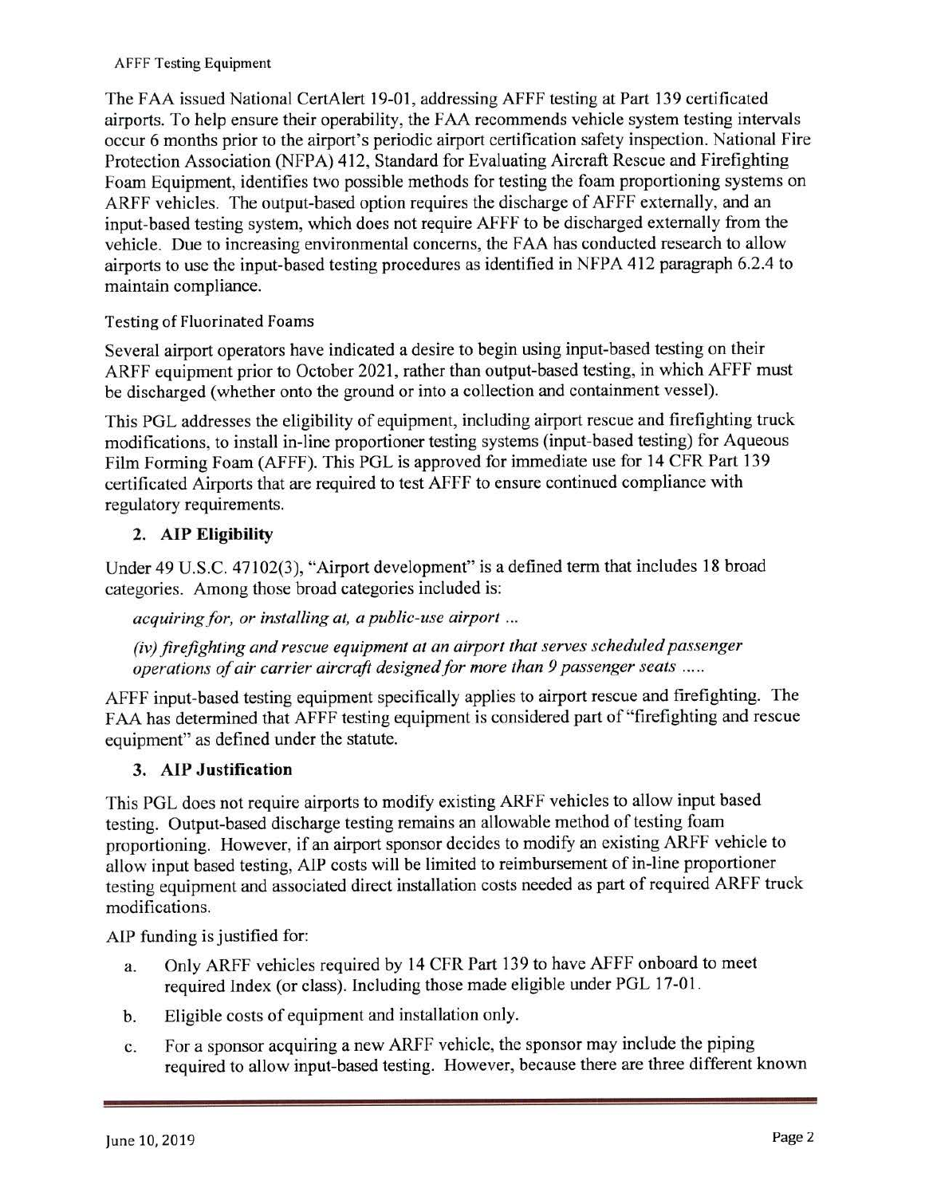AFFF Testing Equipment

The FAA issued National CertAlert 19-01, addressing AFFF testing at Part 139 certificated airports. To help ensure their operability, the FAA recommends vehicle system testing intervals occur 6 months prior to the airport's periodic airport certification safety inspection. National Fire Protection Association (NFPA) 412, Standard for Evaluating Aircraft Rescue and Firefighting Foam Equipment, identifies two possible methods for testing the foam proportioning systems on ARFF vehicles. The output-based option requires the discharge of AFFF externally, and an input-based testing system, which does not require AFFF to be discharged externally from the vehicle. Due to increasing environmental concerns, the FAA has conducted research to allow airports to use the input-based testing procedures as identified in NFPA 412 paragraph 6.2.4 to maintain compliance.

Testing of Fluorinated Foams

Several airport operators have indicated a desire to begin using input-based testing on their ARFF equipment prior to October 2021, rather than output-based testing, in which AFFF must be discharged (whether onto the ground or into a collection and containment vessel).

This PGL addresses the eligibility of equipment, including airport rescue and firefighting truck modifications, to install in-line proportioner testing systems (input-based testing) for Aqueous Film Forming Foam (AFFF). This PGL is approved for immediate use for 14 CFR Part 139 certificated Airports that are required to test AFFF to ensure continued compliance with regulatory requirements.

## 2. AIP Eligibility

Under 49 U.S.C. 47102(3), "Airport development" is a defined term that includes 18 broad categories. Among those broad categories included is:

*acquiring for, or installing at, a public-use airport ...*

*(iv) firefighting and rescue equipment at an airport that serves scheduled passenger operations of air carrier aircraft designed for more than 9 passenger seats .....*

AFFF input-based testing equipment specifically applies to airport rescue and firefighting. The FAA has determined that AFFF testing equipment is considered part of "firefighting and rescue equipment" as defined under the statute.

## 3. AIP Justification

This PGL does not require airports to modify existing ARFF vehicles to allow input based testing. Output-based discharge testing remains an allowable method of testing foam proportioning. However, if an airport sponsor decides to modify an existing ARFF vehicle to allow input based testing, AIP costs will be limited to reimbursement of in-line proportioner testing equipment and associated direct installation costs needed as part of required ARFF truck modifications.

AIP funding is justified for:

a. Only ARFF vehicles required by 14 CFR Part 139 to have AFFF onboard to meet required Index (or class). Including those made eligible under PGL 17-01.

b. Eligible costs of equipment and installation only.

c. For a sponsor acquiring a new ARFF vehicle, the sponsor may include the piping required to allow input-based testing. However, because there are three different known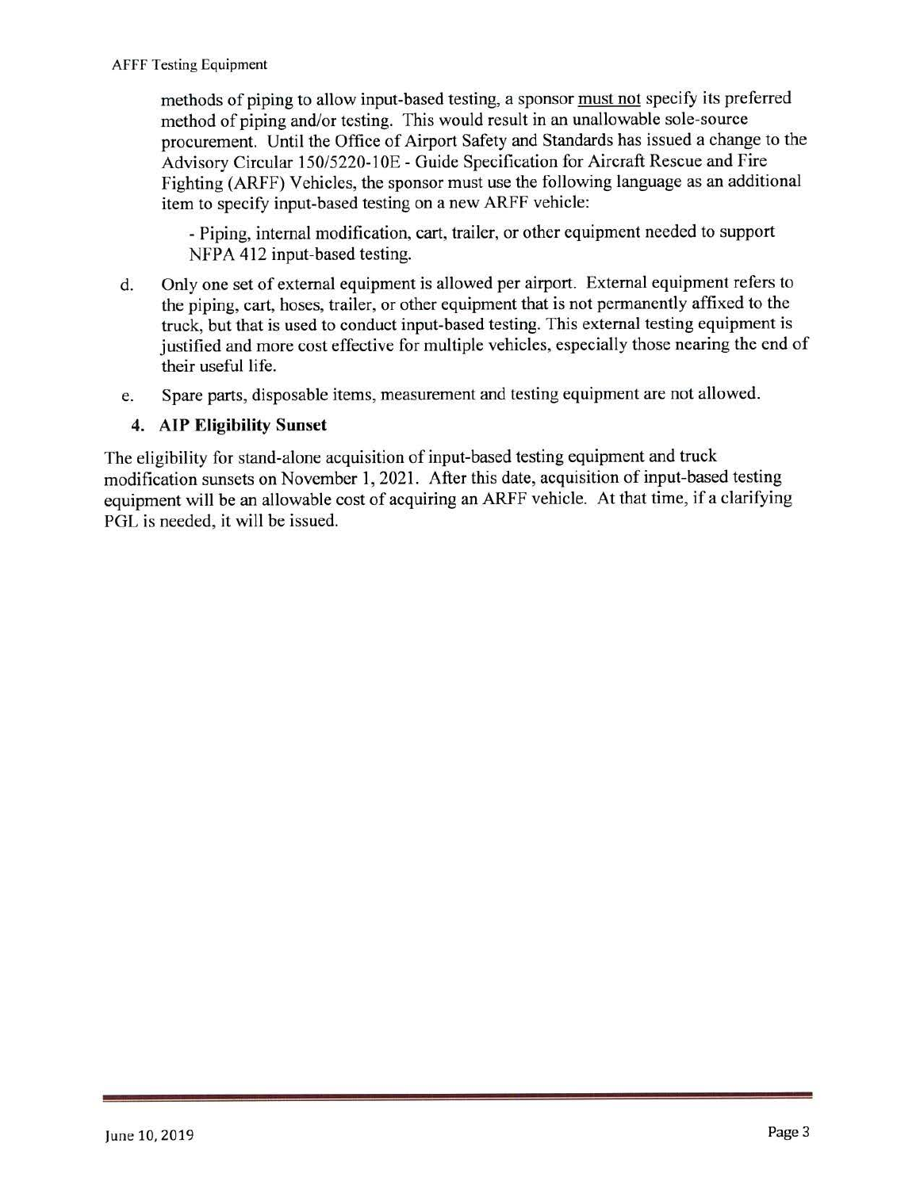methods of piping to allow input-based testing, a sponsor <u>must not</u> specify its preferred method of piping and/or testing. This would result in an unallowable sole-source procurement. Until the Office of Airport Safety and Standards has issued a change to the Advisory Circular 150/5220-10E - Guide Specification for Aircraft Rescue and Fire Fighting (ARFF) Vehicles, the sponsor must use the following language as an additional item to specify input-based testing on a new ARFF vehicle:

- Piping, internal modification, cart, trailer, or other equipment needed to support NFPA 412 input-based testing.

d. Only one set of external equipment is allowed per airport. External equipment refers to the piping, cart, hoses, trailer, or other equipment that is not permanently affixed to the truck, but that is used to conduct input-based testing. This external testing equipment is justified and more cost effective for multiple vehicles, especially those nearing the end of their useful life.

e. Spare parts, disposable items, measurement and testing equipment are not allowed.

### 4. AIP Eligibility Sunset

The eligibility for stand-alone acquisition of input-based testing equipment and truck modification sunsets on November 1, 2021. After this date, acquisition of input-based testing equipment will be an allowable cost of acquiring an ARFF vehicle. At that time, if a clarifying PGL is needed, it will be issued.